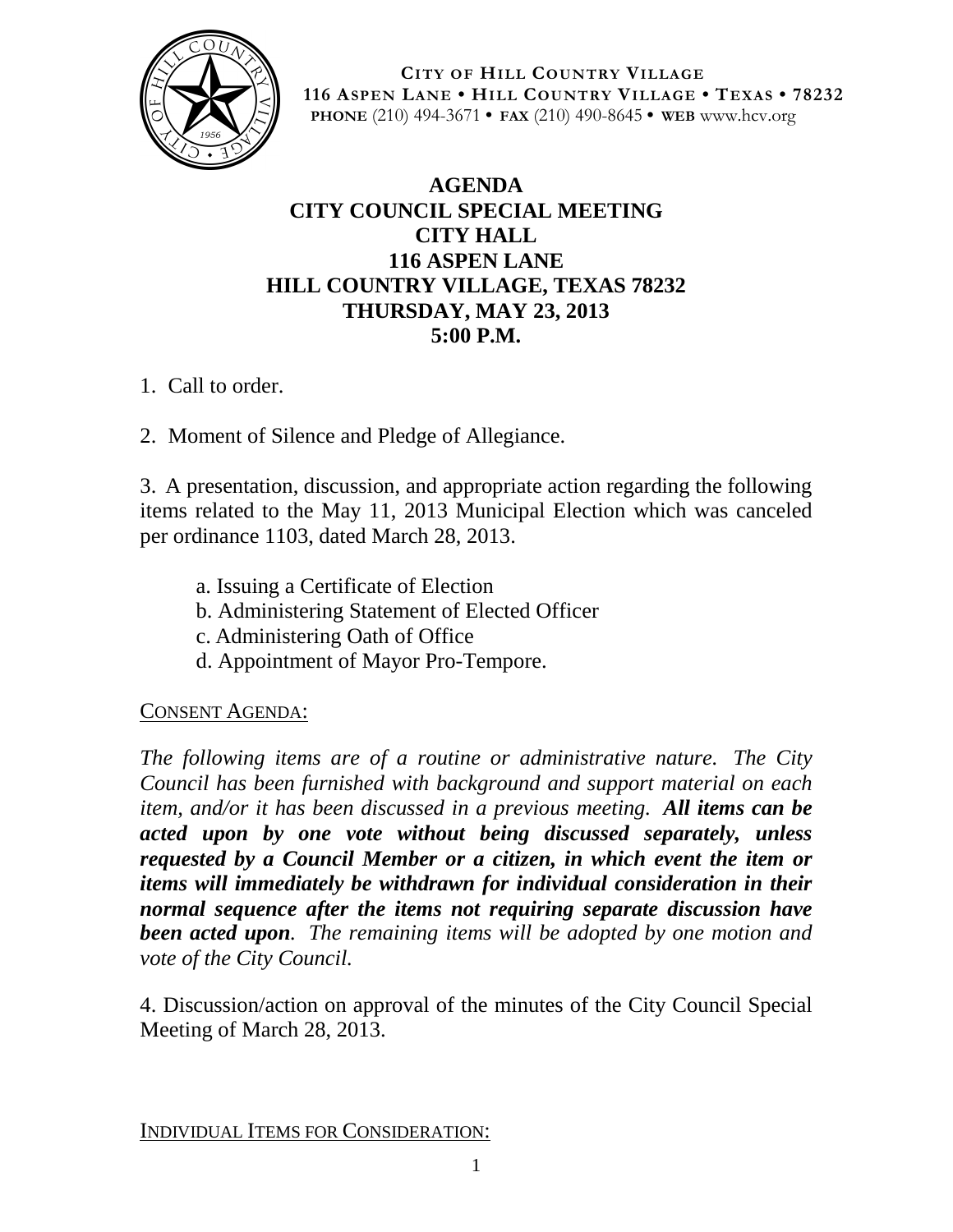**CITY OF HILL COUNTRY VILLAGE**
**116 ASPEN LANE • HILL COUNTRY VILLAGE • TEXAS • 78232**
**PHONE** (210) 494-3671 • **FAX** (210) 490-8645 • **WEB** www.hcv.org

# AGENDA
## CITY COUNCIL SPECIAL MEETING
## CITY HALL
## 116 ASPEN LANE
## HILL COUNTRY VILLAGE, TEXAS 78232
## THURSDAY, MAY 23, 2013
## 5:00 P.M.

1. Call to order.

2. Moment of Silence and Pledge of Allegiance.

3. A presentation, discussion, and appropriate action regarding the following items related to the May 11, 2013 Municipal Election which was canceled per ordinance 1103, dated March 28, 2013.

   a. Issuing a Certificate of Election
   b. Administering Statement of Elected Officer
   c. Administering Oath of Office
   d. Appointment of Mayor Pro-Tempore.

CONSENT AGENDA:

*The following items are of a routine or administrative nature. The City Council has been furnished with background and support material on each item, and/or it has been discussed in a previous meeting.* ***All items can be acted upon by one vote without being discussed separately, unless requested by a Council Member or a citizen, in which event the item or items will immediately be withdrawn for individual consideration in their normal sequence after the items not requiring separate discussion have been acted upon****. The remaining items will be adopted by one motion and vote of the City Council.*

4. Discussion/action on approval of the minutes of the City Council Special Meeting of March 28, 2013.

INDIVIDUAL ITEMS FOR CONSIDERATION: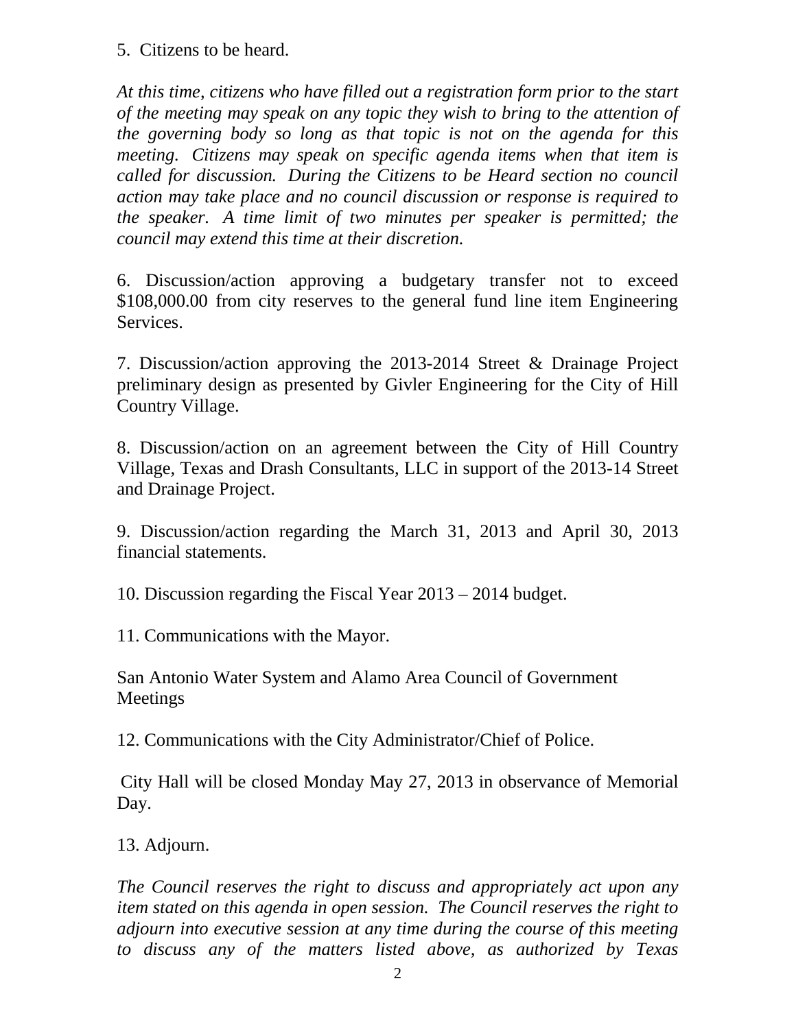5. Citizens to be heard.

*At this time, citizens who have filled out a registration form prior to the start of the meeting may speak on any topic they wish to bring to the attention of the governing body so long as that topic is not on the agenda for this meeting. Citizens may speak on specific agenda items when that item is called for discussion. During the Citizens to be Heard section no council action may take place and no council discussion or response is required to the speaker. A time limit of two minutes per speaker is permitted; the council may extend this time at their discretion.*

6. Discussion/action approving a budgetary transfer not to exceed $108,000.00 from city reserves to the general fund line item Engineering Services.

7. Discussion/action approving the 2013-2014 Street & Drainage Project preliminary design as presented by Givler Engineering for the City of Hill Country Village.

8. Discussion/action on an agreement between the City of Hill Country Village, Texas and Drash Consultants, LLC in support of the 2013-14 Street and Drainage Project.

9. Discussion/action regarding the March 31, 2013 and April 30, 2013 financial statements.

10. Discussion regarding the Fiscal Year 2013 – 2014 budget.

11. Communications with the Mayor.

San Antonio Water System and Alamo Area Council of Government Meetings

12. Communications with the City Administrator/Chief of Police.

City Hall will be closed Monday May 27, 2013 in observance of Memorial Day.

13. Adjourn.

*The Council reserves the right to discuss and appropriately act upon any item stated on this agenda in open session. The Council reserves the right to adjourn into executive session at any time during the course of this meeting to discuss any of the matters listed above, as authorized by Texas*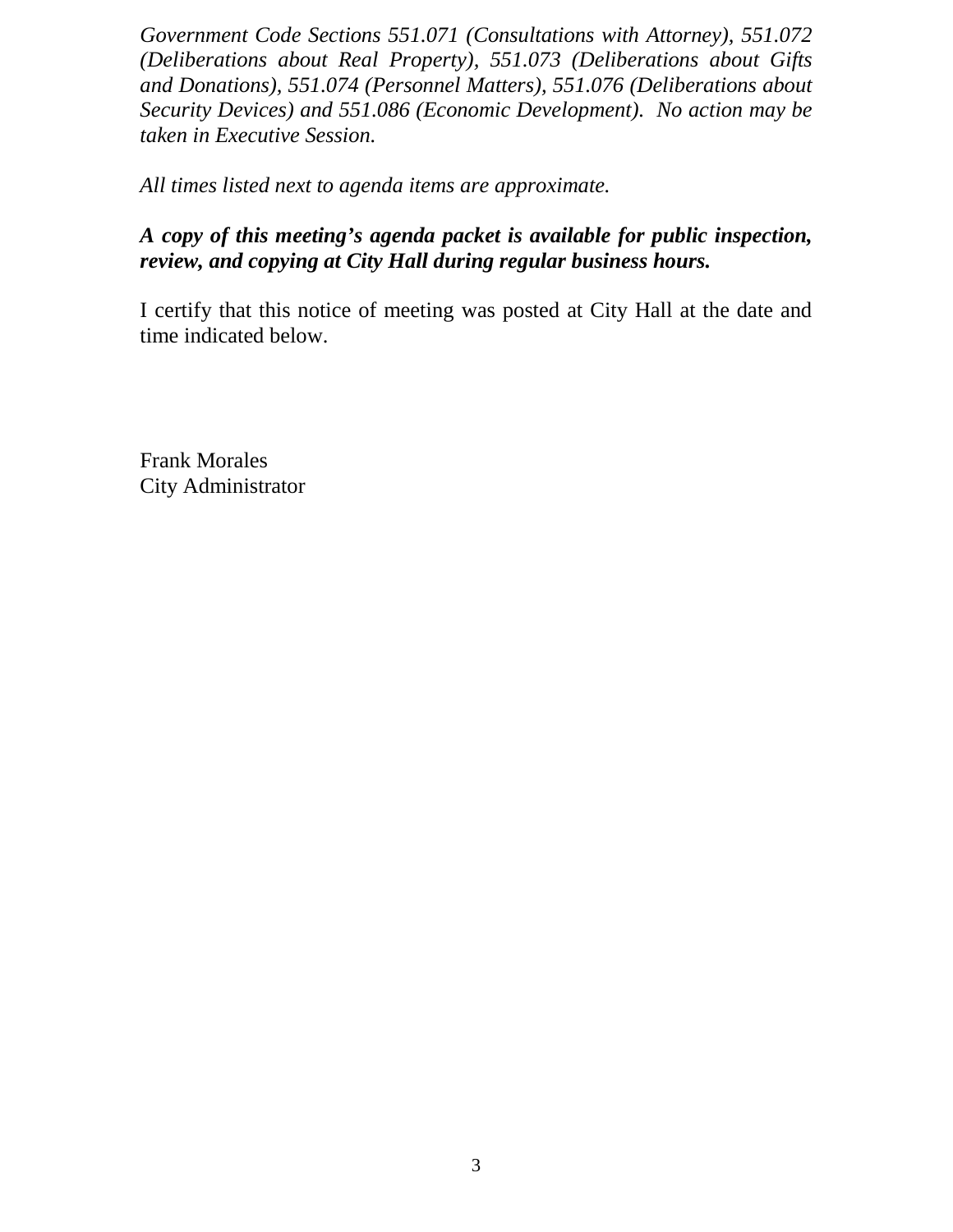*Government Code Sections 551.071 (Consultations with Attorney), 551.072 (Deliberations about Real Property), 551.073 (Deliberations about Gifts and Donations), 551.074 (Personnel Matters), 551.076 (Deliberations about Security Devices) and 551.086 (Economic Development). No action may be taken in Executive Session.*

*All times listed next to agenda items are approximate.*

***A copy of this meeting's agenda packet is available for public inspection, review, and copying at City Hall during regular business hours.***

I certify that this notice of meeting was posted at City Hall at the date and time indicated below.

Frank Morales
City Administrator